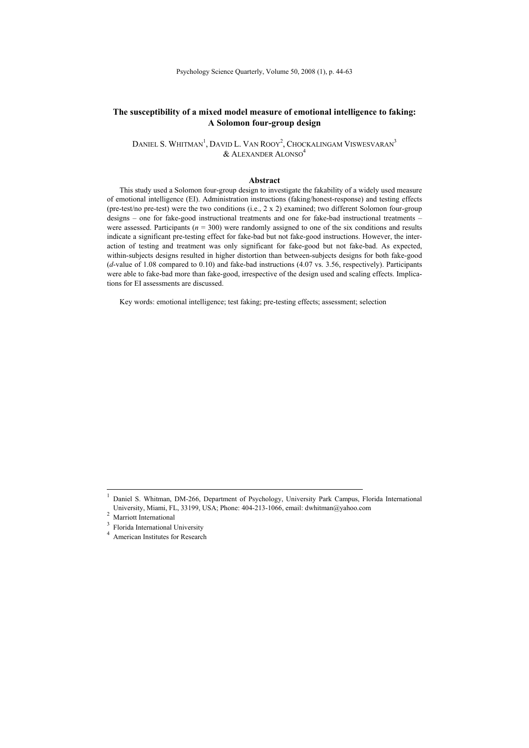# The susceptibility of a mixed model measure of emotional intelligence to faking: A Solomon four-group design

DANIEL S. WHITMAN[1], DAVID L. VAN ROOY[2], CHOCKALINGAM VISWESVARAN[3] & ALEXANDER ALONSO[4]

## Abstract

This study used a Solomon four-group design to investigate the fakability of a widely used measure of emotional intelligence (EI). Administration instructions (faking/honest-response) and testing effects (pre-test/no pre-test) were the two conditions (i.e., 2 x 2) examined; two different Solomon four-group designs – one for fake-good instructional treatments and one for fake-bad instructional treatments – were assessed. Participants ($n$ = 300) were randomly assigned to one of the six conditions and results indicate a significant pre-testing effect for fake-bad but not fake-good instructions. However, the interaction of testing and treatment was only significant for fake-good but not fake-bad. As expected, within-subjects designs resulted in higher distortion than between-subjects designs for both fake-good ($d$-value of 1.08 compared to 0.10) and fake-bad instructions (4.07 vs. 3.56, respectively). Participants were able to fake-bad more than fake-good, irrespective of the design used and scaling effects. Implications for EI assessments are discussed.

Key words: emotional intelligence; test faking; pre-testing effects; assessment; selection

---

[1] Daniel S. Whitman, DM-266, Department of Psychology, University Park Campus, Florida International University, Miami, FL, 33199, USA; Phone: 404-213-1066, email: dwhitman@yahoo.com

[2] Marriott International

[3] Florida International University

[4] American Institutes for Research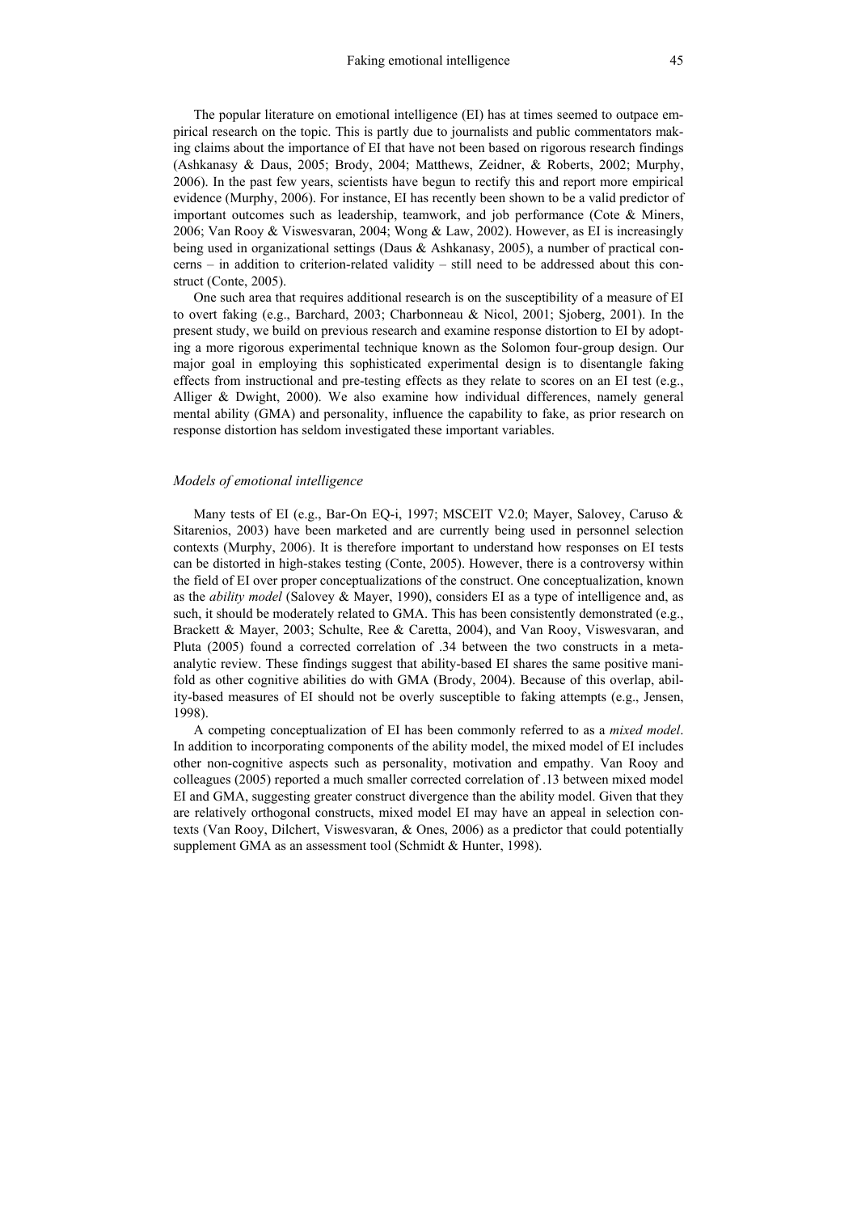The popular literature on emotional intelligence (EI) has at times seemed to outpace empirical research on the topic. This is partly due to journalists and public commentators making claims about the importance of EI that have not been based on rigorous research findings (Ashkanasy & Daus, 2005; Brody, 2004; Matthews, Zeidner, & Roberts, 2002; Murphy, 2006). In the past few years, scientists have begun to rectify this and report more empirical evidence (Murphy, 2006). For instance, EI has recently been shown to be a valid predictor of important outcomes such as leadership, teamwork, and job performance (Cote & Miners, 2006; Van Rooy & Viswesvaran, 2004; Wong & Law, 2002). However, as EI is increasingly being used in organizational settings (Daus & Ashkanasy, 2005), a number of practical concerns – in addition to criterion-related validity – still need to be addressed about this construct (Conte, 2005).

One such area that requires additional research is on the susceptibility of a measure of EI to overt faking (e.g., Barchard, 2003; Charbonneau & Nicol, 2001; Sjoberg, 2001). In the present study, we build on previous research and examine response distortion to EI by adopting a more rigorous experimental technique known as the Solomon four-group design. Our major goal in employing this sophisticated experimental design is to disentangle faking effects from instructional and pre-testing effects as they relate to scores on an EI test (e.g., Alliger & Dwight, 2000). We also examine how individual differences, namely general mental ability (GMA) and personality, influence the capability to fake, as prior research on response distortion has seldom investigated these important variables.

### *Models of emotional intelligence*

Many tests of EI (e.g., Bar-On EQ-i, 1997; MSCEIT V2.0; Mayer, Salovey, Caruso & Sitarenios, 2003) have been marketed and are currently being used in personnel selection contexts (Murphy, 2006). It is therefore important to understand how responses on EI tests can be distorted in high-stakes testing (Conte, 2005). However, there is a controversy within the field of EI over proper conceptualizations of the construct. One conceptualization, known as the *ability model* (Salovey & Mayer, 1990), considers EI as a type of intelligence and, as such, it should be moderately related to GMA. This has been consistently demonstrated (e.g., Brackett & Mayer, 2003; Schulte, Ree & Caretta, 2004), and Van Rooy, Viswesvaran, and Pluta (2005) found a corrected correlation of .34 between the two constructs in a meta-analytic review. These findings suggest that ability-based EI shares the same positive manifold as other cognitive abilities do with GMA (Brody, 2004). Because of this overlap, ability-based measures of EI should not be overly susceptible to faking attempts (e.g., Jensen, 1998).

A competing conceptualization of EI has been commonly referred to as a *mixed model*. In addition to incorporating components of the ability model, the mixed model of EI includes other non-cognitive aspects such as personality, motivation and empathy. Van Rooy and colleagues (2005) reported a much smaller corrected correlation of .13 between mixed model EI and GMA, suggesting greater construct divergence than the ability model. Given that they are relatively orthogonal constructs, mixed model EI may have an appeal in selection contexts (Van Rooy, Dilchert, Viswesvaran, & Ones, 2006) as a predictor that could potentially supplement GMA as an assessment tool (Schmidt & Hunter, 1998).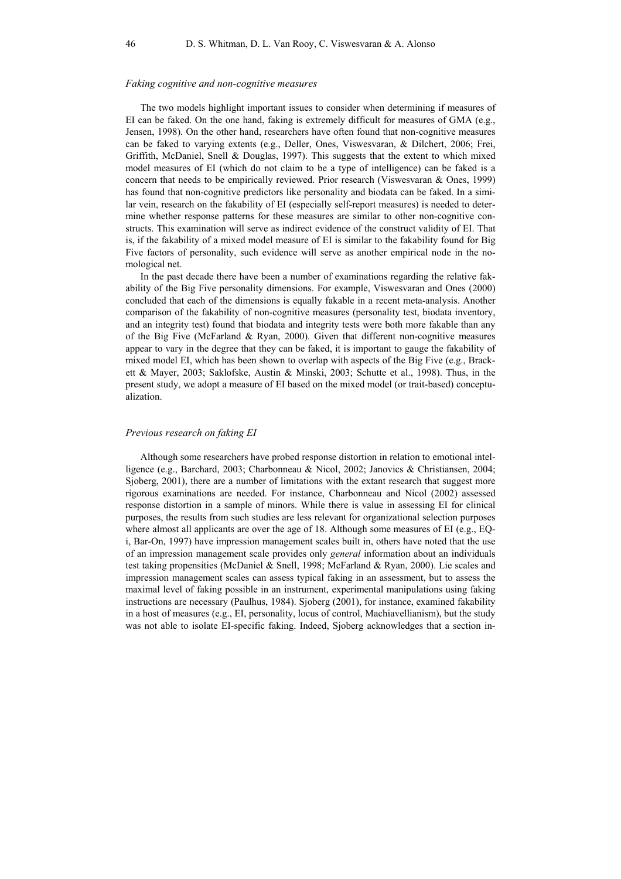### *Faking cognitive and non-cognitive measures*

The two models highlight important issues to consider when determining if measures of EI can be faked. On the one hand, faking is extremely difficult for measures of GMA (e.g., Jensen, 1998). On the other hand, researchers have often found that non-cognitive measures can be faked to varying extents (e.g., Deller, Ones, Viswesvaran, & Dilchert, 2006; Frei, Griffith, McDaniel, Snell & Douglas, 1997). This suggests that the extent to which mixed model measures of EI (which do not claim to be a type of intelligence) can be faked is a concern that needs to be empirically reviewed. Prior research (Viswesvaran & Ones, 1999) has found that non-cognitive predictors like personality and biodata can be faked. In a similar vein, research on the fakability of EI (especially self-report measures) is needed to determine whether response patterns for these measures are similar to other non-cognitive constructs. This examination will serve as indirect evidence of the construct validity of EI. That is, if the fakability of a mixed model measure of EI is similar to the fakability found for Big Five factors of personality, such evidence will serve as another empirical node in the nomological net.

In the past decade there have been a number of examinations regarding the relative fakability of the Big Five personality dimensions. For example, Viswesvaran and Ones (2000) concluded that each of the dimensions is equally fakable in a recent meta-analysis. Another comparison of the fakability of non-cognitive measures (personality test, biodata inventory, and an integrity test) found that biodata and integrity tests were both more fakable than any of the Big Five (McFarland & Ryan, 2000). Given that different non-cognitive measures appear to vary in the degree that they can be faked, it is important to gauge the fakability of mixed model EI, which has been shown to overlap with aspects of the Big Five (e.g., Brackett & Mayer, 2003; Saklofske, Austin & Minski, 2003; Schutte et al., 1998). Thus, in the present study, we adopt a measure of EI based on the mixed model (or trait-based) conceptualization.

### *Previous research on faking EI*

Although some researchers have probed response distortion in relation to emotional intelligence (e.g., Barchard, 2003; Charbonneau & Nicol, 2002; Janovics & Christiansen, 2004; Sjoberg, 2001), there are a number of limitations with the extant research that suggest more rigorous examinations are needed. For instance, Charbonneau and Nicol (2002) assessed response distortion in a sample of minors. While there is value in assessing EI for clinical purposes, the results from such studies are less relevant for organizational selection purposes where almost all applicants are over the age of 18. Although some measures of EI (e.g., EQ-i, Bar-On, 1997) have impression management scales built in, others have noted that the use of an impression management scale provides only *general* information about an individuals test taking propensities (McDaniel & Snell, 1998; McFarland & Ryan, 2000). Lie scales and impression management scales can assess typical faking in an assessment, but to assess the maximal level of faking possible in an instrument, experimental manipulations using faking instructions are necessary (Paulhus, 1984). Sjoberg (2001), for instance, examined fakability in a host of measures (e.g., EI, personality, locus of control, Machiavellianism), but the study was not able to isolate EI-specific faking. Indeed, Sjoberg acknowledges that a section in-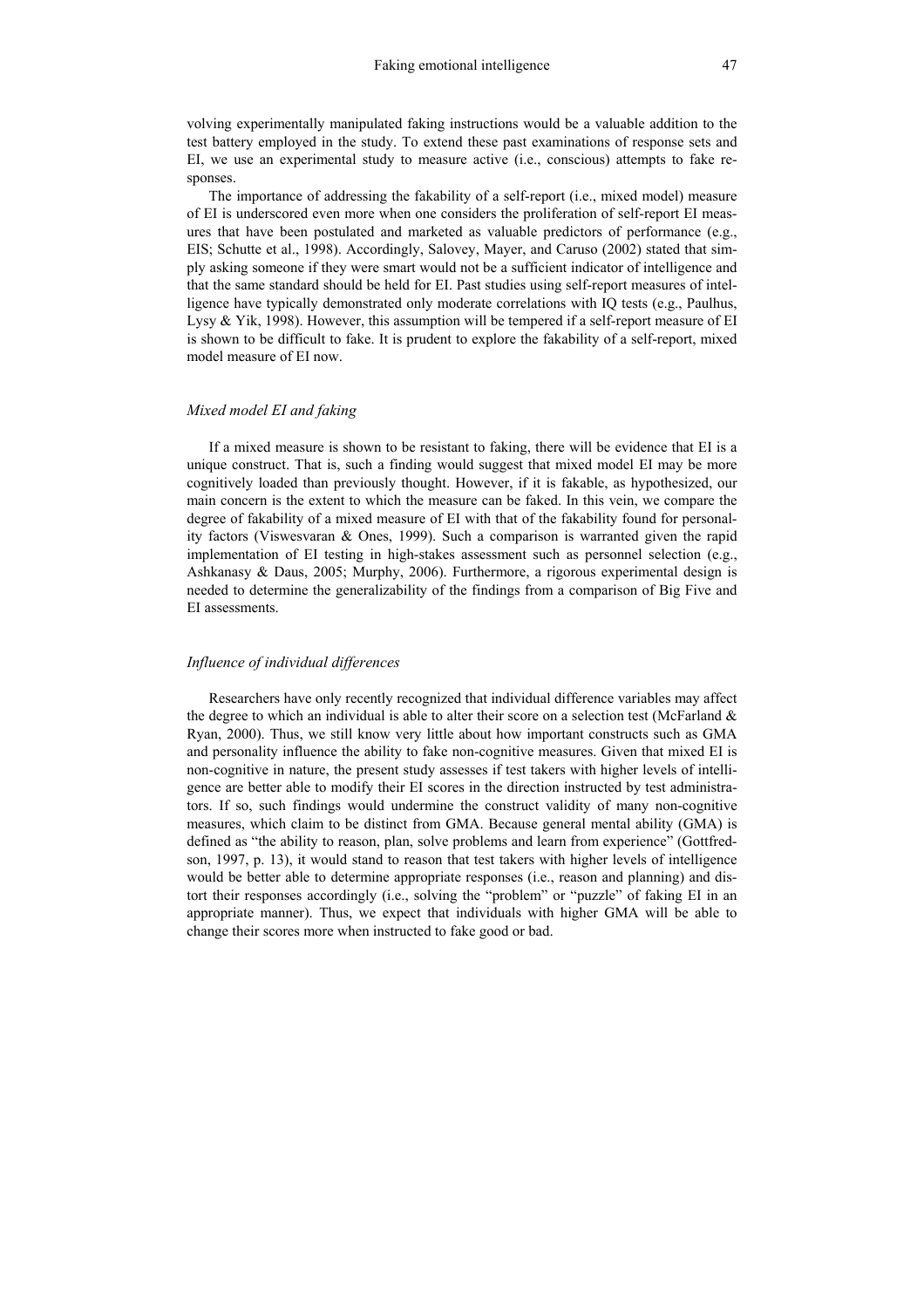volving experimentally manipulated faking instructions would be a valuable addition to the test battery employed in the study. To extend these past examinations of response sets and EI, we use an experimental study to measure active (i.e., conscious) attempts to fake responses.

The importance of addressing the fakability of a self-report (i.e., mixed model) measure of EI is underscored even more when one considers the proliferation of self-report EI measures that have been postulated and marketed as valuable predictors of performance (e.g., EIS; Schutte et al., 1998). Accordingly, Salovey, Mayer, and Caruso (2002) stated that simply asking someone if they were smart would not be a sufficient indicator of intelligence and that the same standard should be held for EI. Past studies using self-report measures of intelligence have typically demonstrated only moderate correlations with IQ tests (e.g., Paulhus, Lysy & Yik, 1998). However, this assumption will be tempered if a self-report measure of EI is shown to be difficult to fake. It is prudent to explore the fakability of a self-report, mixed model measure of EI now.

### *Mixed model EI and faking*

If a mixed measure is shown to be resistant to faking, there will be evidence that EI is a unique construct. That is, such a finding would suggest that mixed model EI may be more cognitively loaded than previously thought. However, if it is fakable, as hypothesized, our main concern is the extent to which the measure can be faked. In this vein, we compare the degree of fakability of a mixed measure of EI with that of the fakability found for personality factors (Viswesvaran & Ones, 1999). Such a comparison is warranted given the rapid implementation of EI testing in high-stakes assessment such as personnel selection (e.g., Ashkanasy & Daus, 2005; Murphy, 2006). Furthermore, a rigorous experimental design is needed to determine the generalizability of the findings from a comparison of Big Five and EI assessments.

### *Influence of individual differences*

Researchers have only recently recognized that individual difference variables may affect the degree to which an individual is able to alter their score on a selection test (McFarland & Ryan, 2000). Thus, we still know very little about how important constructs such as GMA and personality influence the ability to fake non-cognitive measures. Given that mixed EI is non-cognitive in nature, the present study assesses if test takers with higher levels of intelligence are better able to modify their EI scores in the direction instructed by test administrators. If so, such findings would undermine the construct validity of many non-cognitive measures, which claim to be distinct from GMA. Because general mental ability (GMA) is defined as "the ability to reason, plan, solve problems and learn from experience" (Gottfredson, 1997, p. 13), it would stand to reason that test takers with higher levels of intelligence would be better able to determine appropriate responses (i.e., reason and planning) and distort their responses accordingly (i.e., solving the "problem" or "puzzle" of faking EI in an appropriate manner). Thus, we expect that individuals with higher GMA will be able to change their scores more when instructed to fake good or bad.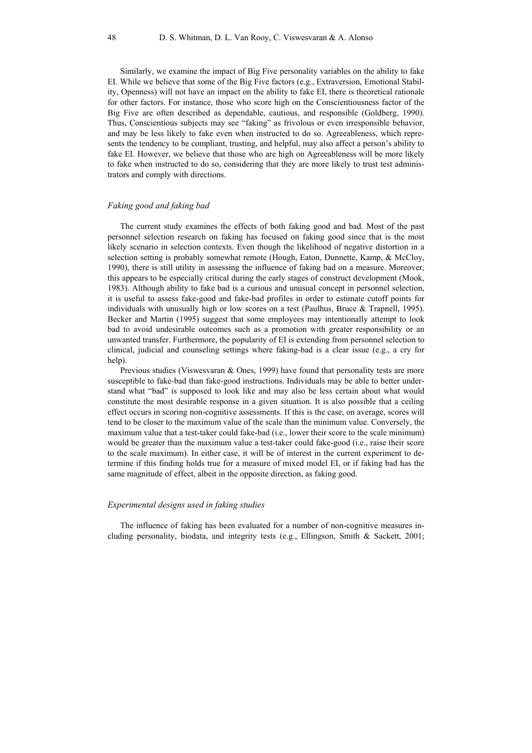Similarly, we examine the impact of Big Five personality variables on the ability to fake EI. While we believe that some of the Big Five factors (e.g., Extraversion, Emotional Stability, Openness) will not have an impact on the ability to fake EI, there is theoretical rationale for other factors. For instance, those who score high on the Conscientiousness factor of the Big Five are often described as dependable, cautious, and responsible (Goldberg, 1990). Thus, Conscientious subjects may see "faking" as frivolous or even irresponsible behavior, and may be less likely to fake even when instructed to do so. Agreeableness, which represents the tendency to be compliant, trusting, and helpful, may also affect a person's ability to fake EI. However, we believe that those who are high on Agreeableness will be more likely to fake when instructed to do so, considering that they are more likely to trust test administrators and comply with directions.

### *Faking good and faking bad*

The current study examines the effects of both faking good and bad. Most of the past personnel selection research on faking has focused on faking good since that is the most likely scenario in selection contexts. Even though the likelihood of negative distortion in a selection setting is probably somewhat remote (Hough, Eaton, Dunnette, Kamp, & McCloy, 1990), there is still utility in assessing the influence of faking bad on a measure. Moreover, this appears to be especially critical during the early stages of construct development (Mook, 1983). Although ability to fake bad is a curious and unusual concept in personnel selection, it is useful to assess fake-good and fake-bad profiles in order to estimate cutoff points for individuals with unusually high or low scores on a test (Paulhus, Bruce & Trapnell, 1995). Becker and Martin (1995) suggest that some employees may intentionally attempt to look bad to avoid undesirable outcomes such as a promotion with greater responsibility or an unwanted transfer. Furthermore, the popularity of EI is extending from personnel selection to clinical, judicial and counseling settings where faking-bad is a clear issue (e.g., a cry for help).

Previous studies (Viswesvaran & Ones, 1999) have found that personality tests are more susceptible to fake-bad than fake-good instructions. Individuals may be able to better understand what "bad" is supposed to look like and may also be less certain about what would constitute the most desirable response in a given situation. It is also possible that a ceiling effect occurs in scoring non-cognitive assessments. If this is the case, on average, scores will tend to be closer to the maximum value of the scale than the minimum value. Conversely, the maximum value that a test-taker could fake-bad (i.e., lower their score to the scale minimum) would be greater than the maximum value a test-taker could fake-good (i.e., raise their score to the scale maximum). In either case, it will be of interest in the current experiment to determine if this finding holds true for a measure of mixed model EI, or if faking bad has the same magnitude of effect, albeit in the opposite direction, as faking good.

### *Experimental designs used in faking studies*

The influence of faking has been evaluated for a number of non-cognitive measures including personality, biodata, and integrity tests (e.g., Ellingson, Smith & Sackett, 2001;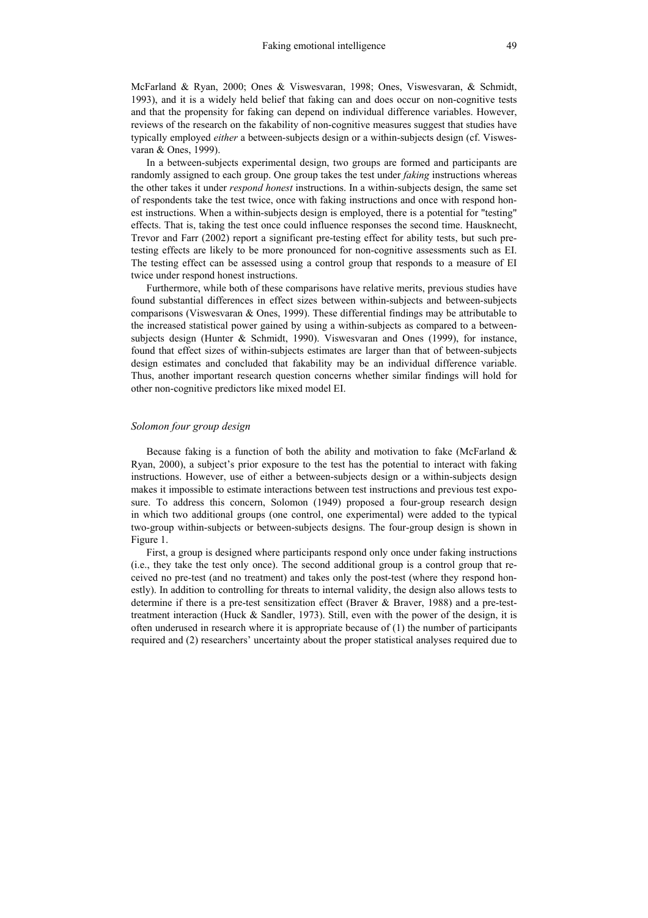McFarland & Ryan, 2000; Ones & Viswesvaran, 1998; Ones, Viswesvaran, & Schmidt, 1993), and it is a widely held belief that faking can and does occur on non-cognitive tests and that the propensity for faking can depend on individual difference variables. However, reviews of the research on the fakability of non-cognitive measures suggest that studies have typically employed *either* a between-subjects design or a within-subjects design (cf. Viswesvaran & Ones, 1999).

In a between-subjects experimental design, two groups are formed and participants are randomly assigned to each group. One group takes the test under *faking* instructions whereas the other takes it under *respond honest* instructions. In a within-subjects design, the same set of respondents take the test twice, once with faking instructions and once with respond honest instructions. When a within-subjects design is employed, there is a potential for "testing" effects. That is, taking the test once could influence responses the second time. Hausknecht, Trevor and Farr (2002) report a significant pre-testing effect for ability tests, but such pre-testing effects are likely to be more pronounced for non-cognitive assessments such as EI. The testing effect can be assessed using a control group that responds to a measure of EI twice under respond honest instructions.

Furthermore, while both of these comparisons have relative merits, previous studies have found substantial differences in effect sizes between within-subjects and between-subjects comparisons (Viswesvaran & Ones, 1999). These differential findings may be attributable to the increased statistical power gained by using a within-subjects as compared to a between-subjects design (Hunter & Schmidt, 1990). Viswesvaran and Ones (1999), for instance, found that effect sizes of within-subjects estimates are larger than that of between-subjects design estimates and concluded that fakability may be an individual difference variable. Thus, another important research question concerns whether similar findings will hold for other non-cognitive predictors like mixed model EI.

### *Solomon four group design*

Because faking is a function of both the ability and motivation to fake (McFarland & Ryan, 2000), a subject's prior exposure to the test has the potential to interact with faking instructions. However, use of either a between-subjects design or a within-subjects design makes it impossible to estimate interactions between test instructions and previous test exposure. To address this concern, Solomon (1949) proposed a four-group research design in which two additional groups (one control, one experimental) were added to the typical two-group within-subjects or between-subjects designs. The four-group design is shown in Figure 1.

First, a group is designed where participants respond only once under faking instructions (i.e., they take the test only once). The second additional group is a control group that received no pre-test (and no treatment) and takes only the post-test (where they respond honestly). In addition to controlling for threats to internal validity, the design also allows tests to determine if there is a pre-test sensitization effect (Braver & Braver, 1988) and a pre-test-treatment interaction (Huck & Sandler, 1973). Still, even with the power of the design, it is often underused in research where it is appropriate because of (1) the number of participants required and (2) researchers' uncertainty about the proper statistical analyses required due to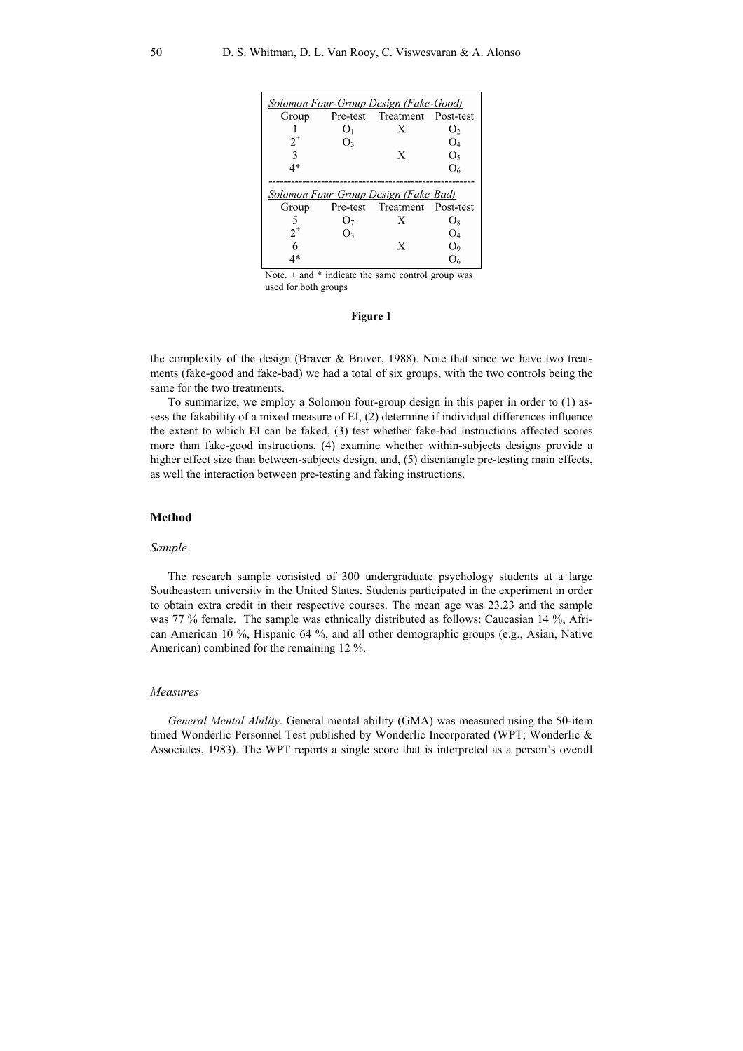| *Solomon Four-Group Design (Fake-Good)* | | | |
|---|---|---|---|
| Group | Pre-test | Treatment | Post-test |
| 1 | $O_1$ | X | $O_2$ |
| $2^+$ | $O_3$ | | $O_4$ |
| 3 | | X | $O_5$ |
| 4* | | | $O_6$ |
| *Solomon Four-Group Design (Fake-Bad)* | | | |
| Group | Pre-test | Treatment | Post-test |
| 5 | $O_7$ | X | $O_8$ |
| $2^+$ | $O_3$ | | $O_4$ |
| 6 | | X | $O_9$ |
| 4* | | | $O_6$ |

Note. + and * indicate the same control group was used for both groups

**Figure 1**

the complexity of the design (Braver & Braver, 1988). Note that since we have two treatments (fake-good and fake-bad) we had a total of six groups, with the two controls being the same for the two treatments.

To summarize, we employ a Solomon four-group design in this paper in order to (1) assess the fakability of a mixed measure of EI, (2) determine if individual differences influence the extent to which EI can be faked, (3) test whether fake-bad instructions affected scores more than fake-good instructions, (4) examine whether within-subjects designs provide a higher effect size than between-subjects design, and, (5) disentangle pre-testing main effects, as well the interaction between pre-testing and faking instructions.

## Method

### *Sample*

The research sample consisted of 300 undergraduate psychology students at a large Southeastern university in the United States. Students participated in the experiment in order to obtain extra credit in their respective courses. The mean age was 23.23 and the sample was 77 % female. The sample was ethnically distributed as follows: Caucasian 14 %, African American 10 %, Hispanic 64 %, and all other demographic groups (e.g., Asian, Native American) combined for the remaining 12 %.

### *Measures*

*General Mental Ability*. General mental ability (GMA) was measured using the 50-item timed Wonderlic Personnel Test published by Wonderlic Incorporated (WPT; Wonderlic & Associates, 1983). The WPT reports a single score that is interpreted as a person's overall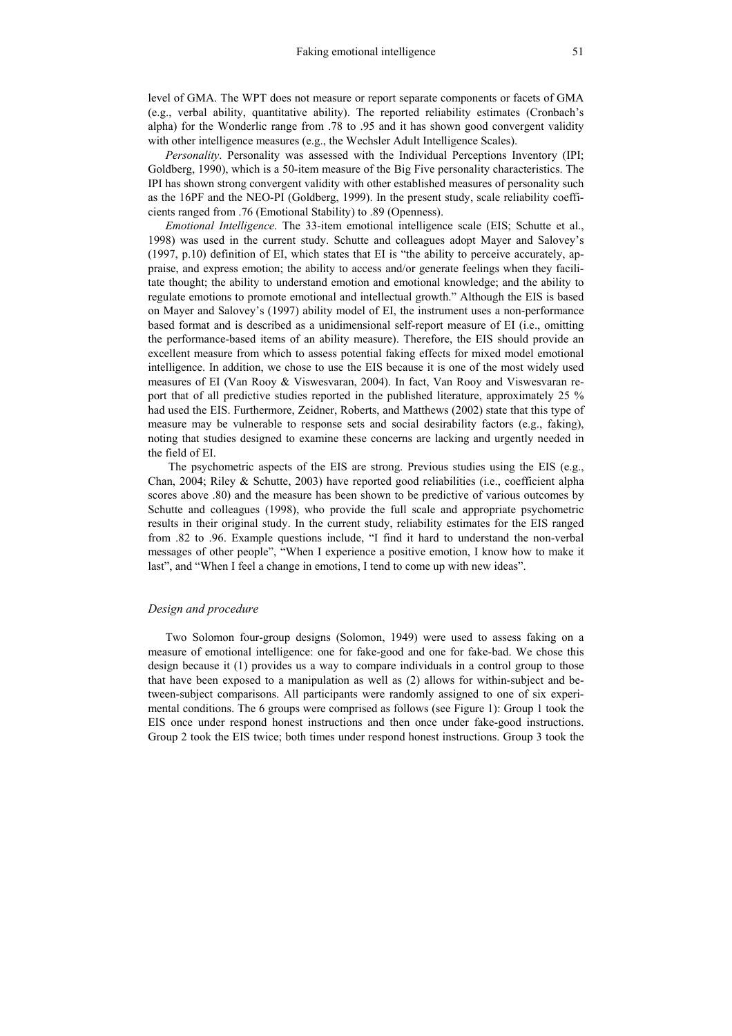level of GMA. The WPT does not measure or report separate components or facets of GMA (e.g., verbal ability, quantitative ability). The reported reliability estimates (Cronbach's alpha) for the Wonderlic range from .78 to .95 and it has shown good convergent validity with other intelligence measures (e.g., the Wechsler Adult Intelligence Scales).

*Personality*. Personality was assessed with the Individual Perceptions Inventory (IPI; Goldberg, 1990), which is a 50-item measure of the Big Five personality characteristics. The IPI has shown strong convergent validity with other established measures of personality such as the 16PF and the NEO-PI (Goldberg, 1999). In the present study, scale reliability coefficients ranged from .76 (Emotional Stability) to .89 (Openness).

*Emotional Intelligence*. The 33-item emotional intelligence scale (EIS; Schutte et al., 1998) was used in the current study. Schutte and colleagues adopt Mayer and Salovey's (1997, p.10) definition of EI, which states that EI is "the ability to perceive accurately, appraise, and express emotion; the ability to access and/or generate feelings when they facilitate thought; the ability to understand emotion and emotional knowledge; and the ability to regulate emotions to promote emotional and intellectual growth." Although the EIS is based on Mayer and Salovey's (1997) ability model of EI, the instrument uses a non-performance based format and is described as a unidimensional self-report measure of EI (i.e., omitting the performance-based items of an ability measure). Therefore, the EIS should provide an excellent measure from which to assess potential faking effects for mixed model emotional intelligence. In addition, we chose to use the EIS because it is one of the most widely used measures of EI (Van Rooy & Viswesvaran, 2004). In fact, Van Rooy and Viswesvaran report that of all predictive studies reported in the published literature, approximately 25 % had used the EIS. Furthermore, Zeidner, Roberts, and Matthews (2002) state that this type of measure may be vulnerable to response sets and social desirability factors (e.g., faking), noting that studies designed to examine these concerns are lacking and urgently needed in the field of EI.

The psychometric aspects of the EIS are strong. Previous studies using the EIS (e.g., Chan, 2004; Riley & Schutte, 2003) have reported good reliabilities (i.e., coefficient alpha scores above .80) and the measure has been shown to be predictive of various outcomes by Schutte and colleagues (1998), who provide the full scale and appropriate psychometric results in their original study. In the current study, reliability estimates for the EIS ranged from .82 to .96. Example questions include, "I find it hard to understand the non-verbal messages of other people", "When I experience a positive emotion, I know how to make it last", and "When I feel a change in emotions, I tend to come up with new ideas".

### *Design and procedure*

Two Solomon four-group designs (Solomon, 1949) were used to assess faking on a measure of emotional intelligence: one for fake-good and one for fake-bad. We chose this design because it (1) provides us a way to compare individuals in a control group to those that have been exposed to a manipulation as well as (2) allows for within-subject and between-subject comparisons. All participants were randomly assigned to one of six experimental conditions. The 6 groups were comprised as follows (see Figure 1): Group 1 took the EIS once under respond honest instructions and then once under fake-good instructions. Group 2 took the EIS twice; both times under respond honest instructions. Group 3 took the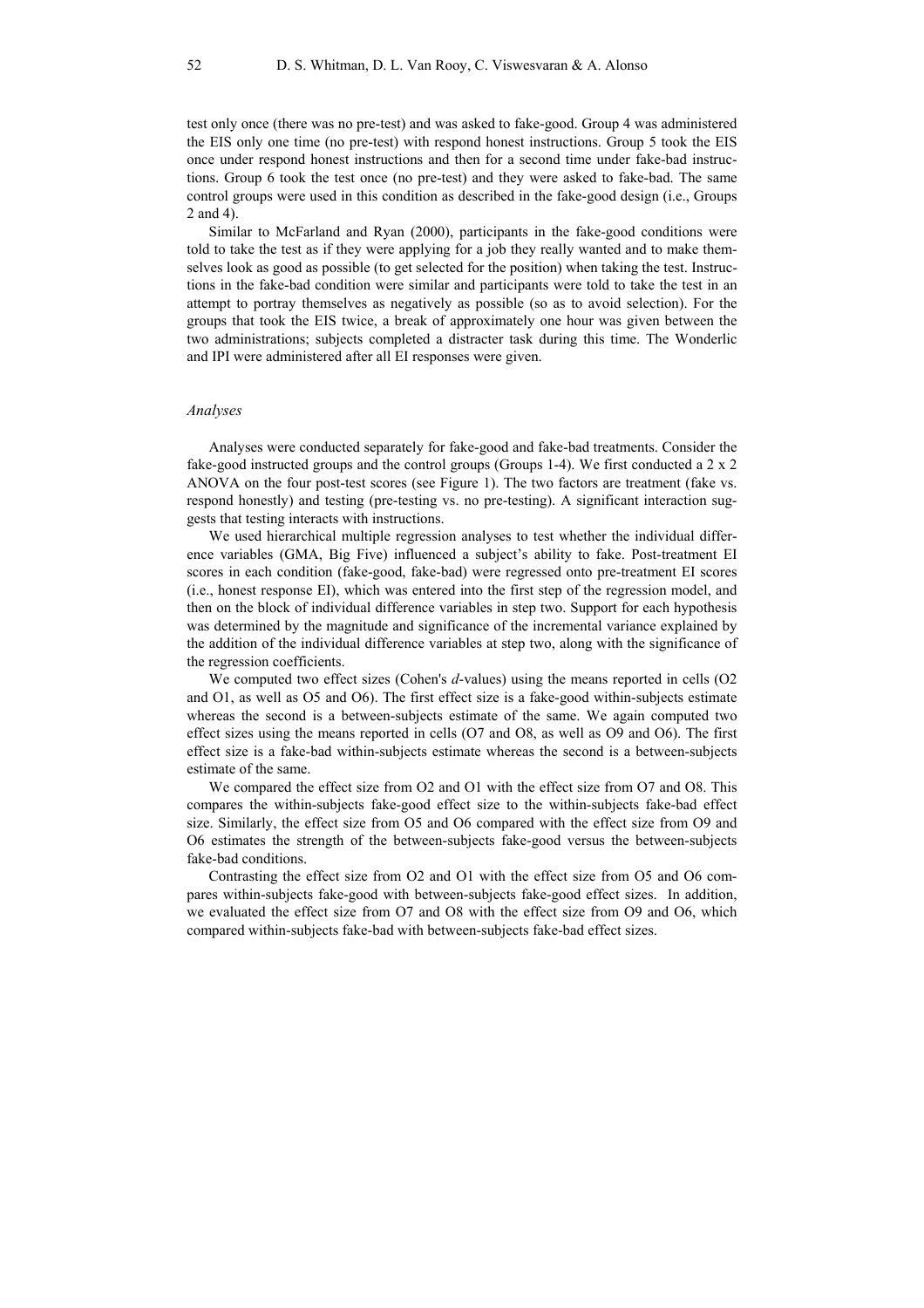test only once (there was no pre-test) and was asked to fake-good. Group 4 was administered the EIS only one time (no pre-test) with respond honest instructions. Group 5 took the EIS once under respond honest instructions and then for a second time under fake-bad instructions. Group 6 took the test once (no pre-test) and they were asked to fake-bad. The same control groups were used in this condition as described in the fake-good design (i.e., Groups 2 and 4).

Similar to McFarland and Ryan (2000), participants in the fake-good conditions were told to take the test as if they were applying for a job they really wanted and to make themselves look as good as possible (to get selected for the position) when taking the test. Instructions in the fake-bad condition were similar and participants were told to take the test in an attempt to portray themselves as negatively as possible (so as to avoid selection). For the groups that took the EIS twice, a break of approximately one hour was given between the two administrations; subjects completed a distracter task during this time. The Wonderlic and IPI were administered after all EI responses were given.

### *Analyses*

Analyses were conducted separately for fake-good and fake-bad treatments. Consider the fake-good instructed groups and the control groups (Groups 1-4). We first conducted a 2 x 2 ANOVA on the four post-test scores (see Figure 1). The two factors are treatment (fake vs. respond honestly) and testing (pre-testing vs. no pre-testing). A significant interaction suggests that testing interacts with instructions.

We used hierarchical multiple regression analyses to test whether the individual difference variables (GMA, Big Five) influenced a subject's ability to fake. Post-treatment EI scores in each condition (fake-good, fake-bad) were regressed onto pre-treatment EI scores (i.e., honest response EI), which was entered into the first step of the regression model, and then on the block of individual difference variables in step two. Support for each hypothesis was determined by the magnitude and significance of the incremental variance explained by the addition of the individual difference variables at step two, along with the significance of the regression coefficients.

We computed two effect sizes (Cohen's *d*-values) using the means reported in cells (O2 and O1, as well as O5 and O6). The first effect size is a fake-good within-subjects estimate whereas the second is a between-subjects estimate of the same. We again computed two effect sizes using the means reported in cells (O7 and O8, as well as O9 and O6). The first effect size is a fake-bad within-subjects estimate whereas the second is a between-subjects estimate of the same.

We compared the effect size from O2 and O1 with the effect size from O7 and O8. This compares the within-subjects fake-good effect size to the within-subjects fake-bad effect size. Similarly, the effect size from O5 and O6 compared with the effect size from O9 and O6 estimates the strength of the between-subjects fake-good versus the between-subjects fake-bad conditions.

Contrasting the effect size from O2 and O1 with the effect size from O5 and O6 compares within-subjects fake-good with between-subjects fake-good effect sizes. In addition, we evaluated the effect size from O7 and O8 with the effect size from O9 and O6, which compared within-subjects fake-bad with between-subjects fake-bad effect sizes.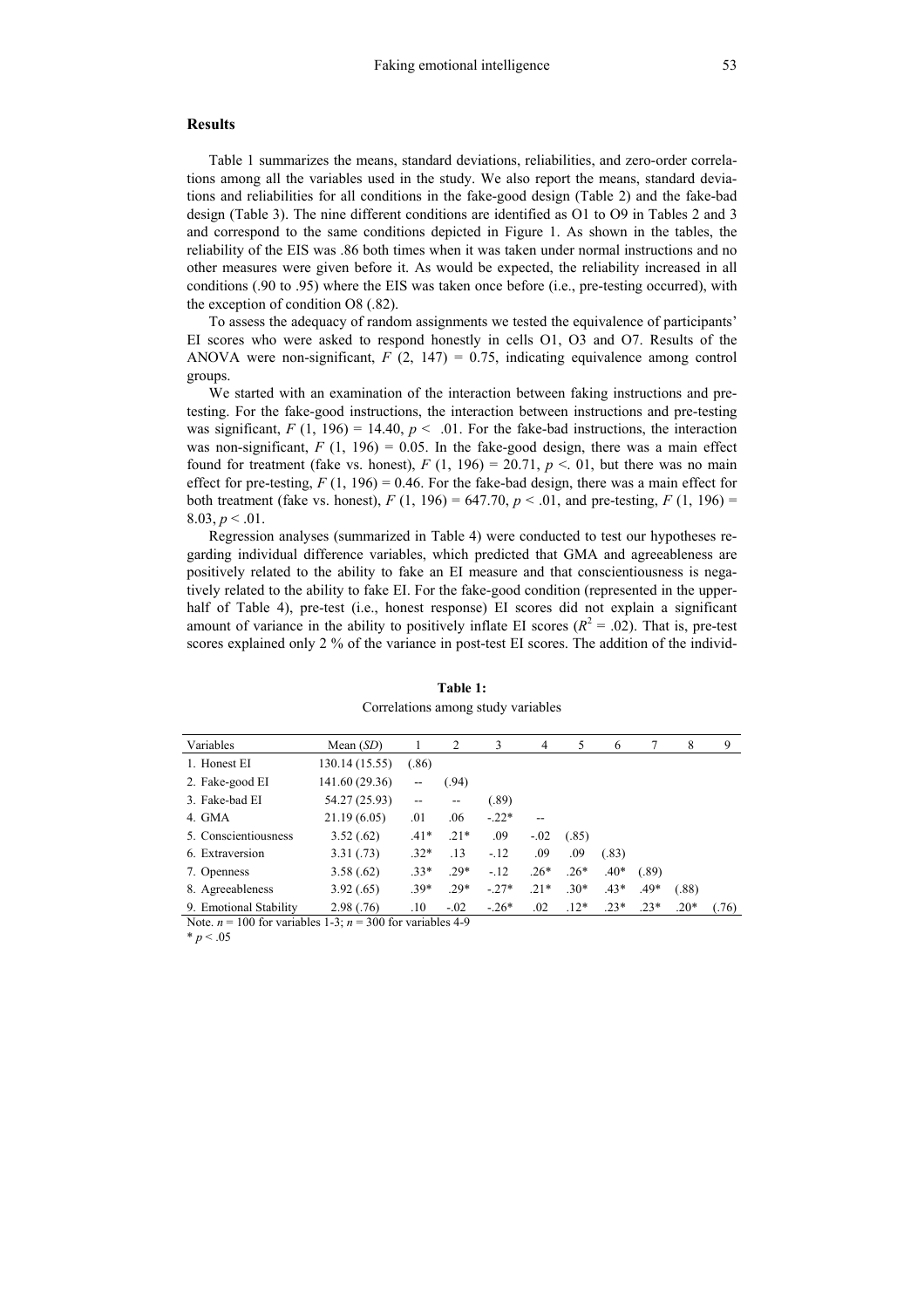## Results

Table 1 summarizes the means, standard deviations, reliabilities, and zero-order correlations among all the variables used in the study. We also report the means, standard deviations and reliabilities for all conditions in the fake-good design (Table 2) and the fake-bad design (Table 3). The nine different conditions are identified as O1 to O9 in Tables 2 and 3 and correspond to the same conditions depicted in Figure 1. As shown in the tables, the reliability of the EIS was .86 both times when it was taken under normal instructions and no other measures were given before it. As would be expected, the reliability increased in all conditions (.90 to .95) where the EIS was taken once before (i.e., pre-testing occurred), with the exception of condition O8 (.82).

To assess the adequacy of random assignments we tested the equivalence of participants' EI scores who were asked to respond honestly in cells O1, O3 and O7. Results of the ANOVA were non-significant, $F$ (2, 147) = 0.75, indicating equivalence among control groups.

We started with an examination of the interaction between faking instructions and pre-testing. For the fake-good instructions, the interaction between instructions and pre-testing was significant, $F$ (1, 196) = 14.40, $p <$ .01. For the fake-bad instructions, the interaction was non-significant, $F$ (1, 196) = 0.05. In the fake-good design, there was a main effect found for treatment (fake vs. honest), $F$ (1, 196) = 20.71, $p <$. 01, but there was no main effect for pre-testing, $F$ (1, 196) = 0.46. For the fake-bad design, there was a main effect for both treatment (fake vs. honest), $F$ (1, 196) = 647.70, $p <$ .01, and pre-testing, $F$ (1, 196) = 8.03, $p <$ .01.

Regression analyses (summarized in Table 4) were conducted to test our hypotheses regarding individual difference variables, which predicted that GMA and agreeableness are positively related to the ability to fake an EI measure and that conscientiousness is negatively related to the ability to fake EI. For the fake-good condition (represented in the upper-half of Table 4), pre-test (i.e., honest response) EI scores did not explain a significant amount of variance in the ability to positively inflate EI scores ($R^2$ = .02). That is, pre-test scores explained only 2 % of the variance in post-test EI scores. The addition of the individ-

**Table 1:**
Correlations among study variables

| Variables | Mean ($SD$) | 1 | 2 | 3 | 4 | 5 | 6 | 7 | 8 | 9 |
|---|---|---|---|---|---|---|---|---|---|---|
| 1. Honest EI | 130.14 (15.55) | (.86) | | | | | | | | |
| 2. Fake-good EI | 141.60 (29.36) | -- | (.94) | | | | | | | |
| 3. Fake-bad EI | 54.27 (25.93) | -- | -- | (.89) | | | | | | |
| 4. GMA | 21.19 (6.05) | .01 | .06 | -.22* | -- | | | | | |
| 5. Conscientiousness | 3.52 (.62) | .41* | .21* | .09 | -.02 | (.85) | | | | |
| 6. Extraversion | 3.31 (.73) | .32* | .13 | -.12 | .09 | .09 | (.83) | | | |
| 7. Openness | 3.58 (.62) | .33* | .29* | -.12 | .26* | .26* | .40* | (.89) | | |
| 8. Agreeableness | 3.92 (.65) | .39* | .29* | -.27* | .21* | .30* | .43* | .49* | (.88) | |
| 9. Emotional Stability | 2.98 (.76) | .10 | -.02 | -.26* | .02 | .12* | .23* | .23* | .20* | (.76) |

Note. $n$ = 100 for variables 1-3; $n$ = 300 for variables 4-9

* $p <$ .05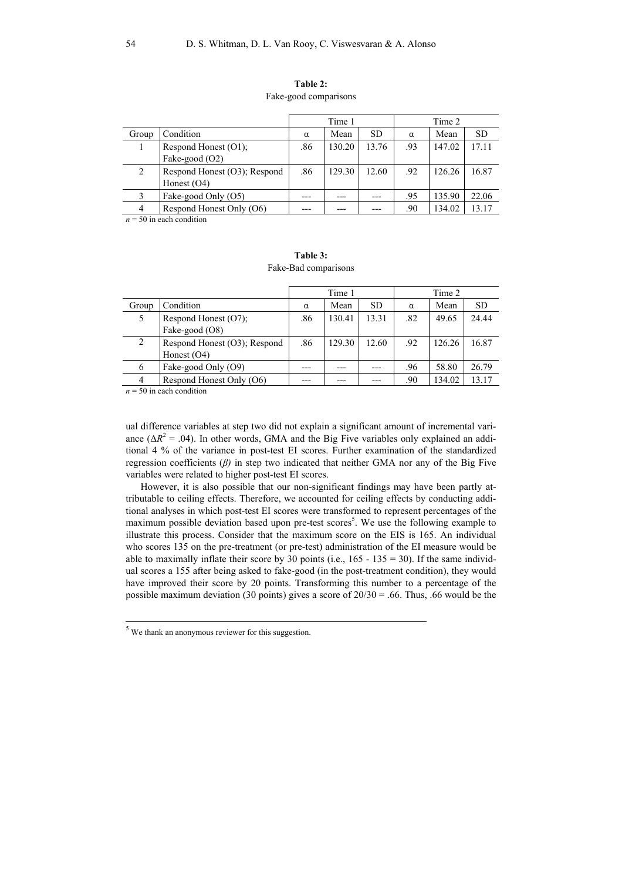**Table 2:**
Fake-good comparisons

| | | Time 1 | | | Time 2 | | |
|---|---|---|---|---|---|---|---|
| Group | Condition | α | Mean | SD | α | Mean | SD |
| 1 | Respond Honest (O1); Fake-good (O2) | .86 | 130.20 | 13.76 | .93 | 147.02 | 17.11 |
| 2 | Respond Honest (O3); Respond Honest (O4) | .86 | 129.30 | 12.60 | .92 | 126.26 | 16.87 |
| 3 | Fake-good Only (O5) | --- | --- | --- | .95 | 135.90 | 22.06 |
| 4 | Respond Honest Only (O6) | --- | --- | --- | .90 | 134.02 | 13.17 |

*n* = 50 in each condition

**Table 3:**
Fake-Bad comparisons

| | | Time 1 | | | Time 2 | | |
|---|---|---|---|---|---|---|---|
| Group | Condition | α | Mean | SD | α | Mean | SD |
| 5 | Respond Honest (O7); Fake-good (O8) | .86 | 130.41 | 13.31 | .82 | 49.65 | 24.44 |
| 2 | Respond Honest (O3); Respond Honest (O4) | .86 | 129.30 | 12.60 | .92 | 126.26 | 16.87 |
| 6 | Fake-good Only (O9) | --- | --- | --- | .96 | 58.80 | 26.79 |
| 4 | Respond Honest Only (O6) | --- | --- | --- | .90 | 134.02 | 13.17 |

*n* = 50 in each condition

ual difference variables at step two did not explain a significant amount of incremental variance ($\Delta R^2 = .04$). In other words, GMA and the Big Five variables only explained an additional 4 % of the variance in post-test EI scores. Further examination of the standardized regression coefficients *(β)* in step two indicated that neither GMA nor any of the Big Five variables were related to higher post-test EI scores.

However, it is also possible that our non-significant findings may have been partly attributable to ceiling effects. Therefore, we accounted for ceiling effects by conducting additional analyses in which post-test EI scores were transformed to represent percentages of the maximum possible deviation based upon pre-test scores[5]. We use the following example to illustrate this process. Consider that the maximum score on the EIS is 165. An individual who scores 135 on the pre-treatment (or pre-test) administration of the EI measure would be able to maximally inflate their score by 30 points (i.e., 165 - 135 = 30). If the same individual scores a 155 after being asked to fake-good (in the post-treatment condition), they would have improved their score by 20 points. Transforming this number to a percentage of the possible maximum deviation (30 points) gives a score of 20/30 = .66. Thus, .66 would be the

[5] We thank an anonymous reviewer for this suggestion.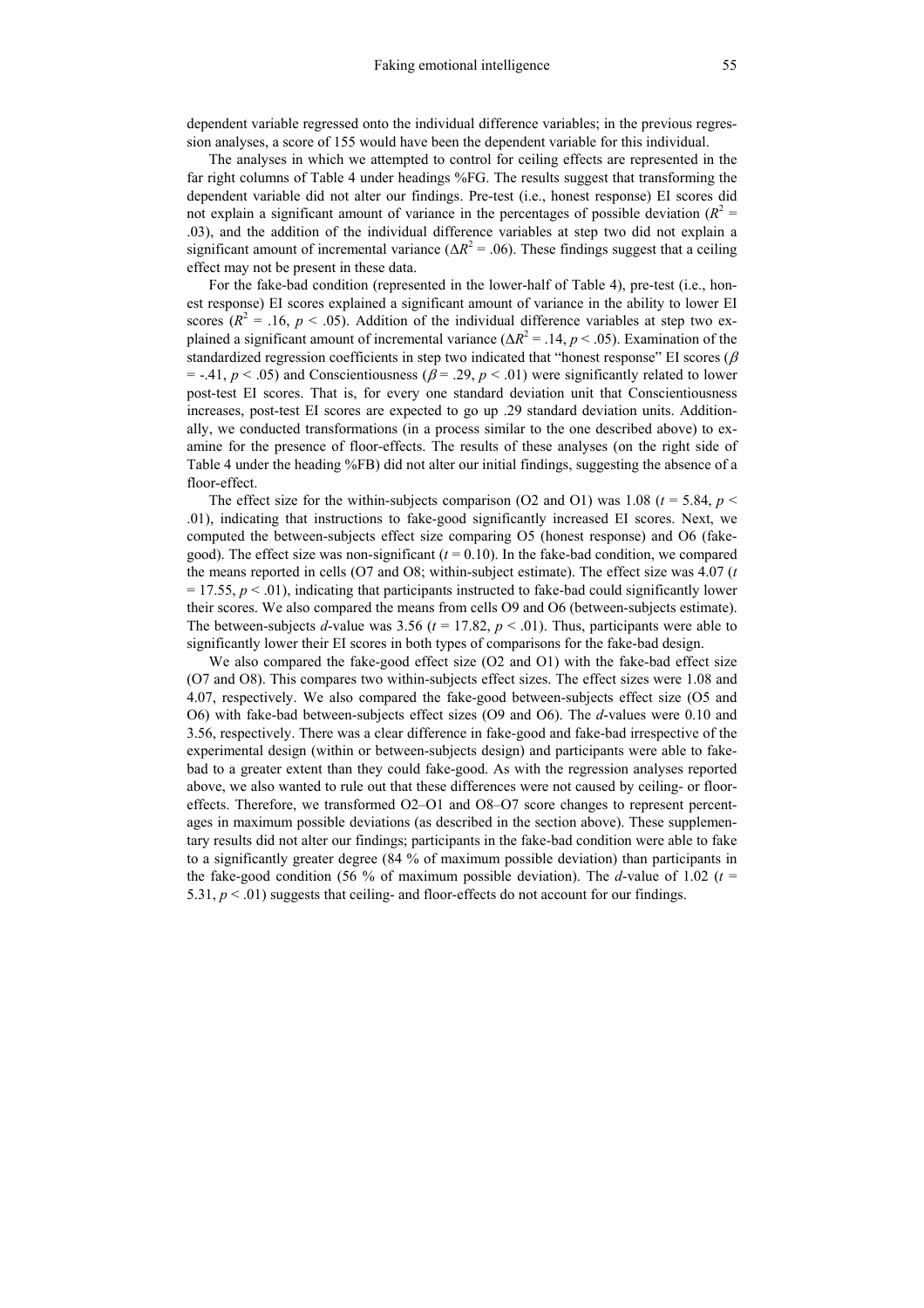dependent variable regressed onto the individual difference variables; in the previous regression analyses, a score of 155 would have been the dependent variable for this individual.

The analyses in which we attempted to control for ceiling effects are represented in the far right columns of Table 4 under headings %FG. The results suggest that transforming the dependent variable did not alter our findings. Pre-test (i.e., honest response) EI scores did not explain a significant amount of variance in the percentages of possible deviation ($R^2$ = .03), and the addition of the individual difference variables at step two did not explain a significant amount of incremental variance ($\Delta R^2$ = .06). These findings suggest that a ceiling effect may not be present in these data.

For the fake-bad condition (represented in the lower-half of Table 4), pre-test (i.e., honest response) EI scores explained a significant amount of variance in the ability to lower EI scores ($R^2$ = .16, $p$ < .05). Addition of the individual difference variables at step two explained a significant amount of incremental variance ($\Delta R^2$ = .14, $p$ < .05). Examination of the standardized regression coefficients in step two indicated that "honest response" EI scores ($\beta$ = -.41, $p$ < .05) and Conscientiousness ($\beta$ = .29, $p$ < .01) were significantly related to lower post-test EI scores. That is, for every one standard deviation unit that Conscientiousness increases, post-test EI scores are expected to go up .29 standard deviation units. Additionally, we conducted transformations (in a process similar to the one described above) to examine for the presence of floor-effects. The results of these analyses (on the right side of Table 4 under the heading %FB) did not alter our initial findings, suggesting the absence of a floor-effect.

The effect size for the within-subjects comparison (O2 and O1) was 1.08 ($t$ = 5.84, $p$ < .01), indicating that instructions to fake-good significantly increased EI scores. Next, we computed the between-subjects effect size comparing O5 (honest response) and O6 (fake-good). The effect size was non-significant ($t$ = 0.10). In the fake-bad condition, we compared the means reported in cells (O7 and O8; within-subject estimate). The effect size was 4.07 ($t$ = 17.55, $p$ < .01), indicating that participants instructed to fake-bad could significantly lower their scores. We also compared the means from cells O9 and O6 (between-subjects estimate). The between-subjects $d$-value was 3.56 ($t$ = 17.82, $p$ < .01). Thus, participants were able to significantly lower their EI scores in both types of comparisons for the fake-bad design.

We also compared the fake-good effect size (O2 and O1) with the fake-bad effect size (O7 and O8). This compares two within-subjects effect sizes. The effect sizes were 1.08 and 4.07, respectively. We also compared the fake-good between-subjects effect size (O5 and O6) with fake-bad between-subjects effect sizes (O9 and O6). The $d$-values were 0.10 and 3.56, respectively. There was a clear difference in fake-good and fake-bad irrespective of the experimental design (within or between-subjects design) and participants were able to fake-bad to a greater extent than they could fake-good. As with the regression analyses reported above, we also wanted to rule out that these differences were not caused by ceiling- or floor-effects. Therefore, we transformed O2–O1 and O8–O7 score changes to represent percentages in maximum possible deviations (as described in the section above). These supplementary results did not alter our findings; participants in the fake-bad condition were able to fake to a significantly greater degree (84 % of maximum possible deviation) than participants in the fake-good condition (56 % of maximum possible deviation). The $d$-value of 1.02 ($t$ = 5.31, $p$ < .01) suggests that ceiling- and floor-effects do not account for our findings.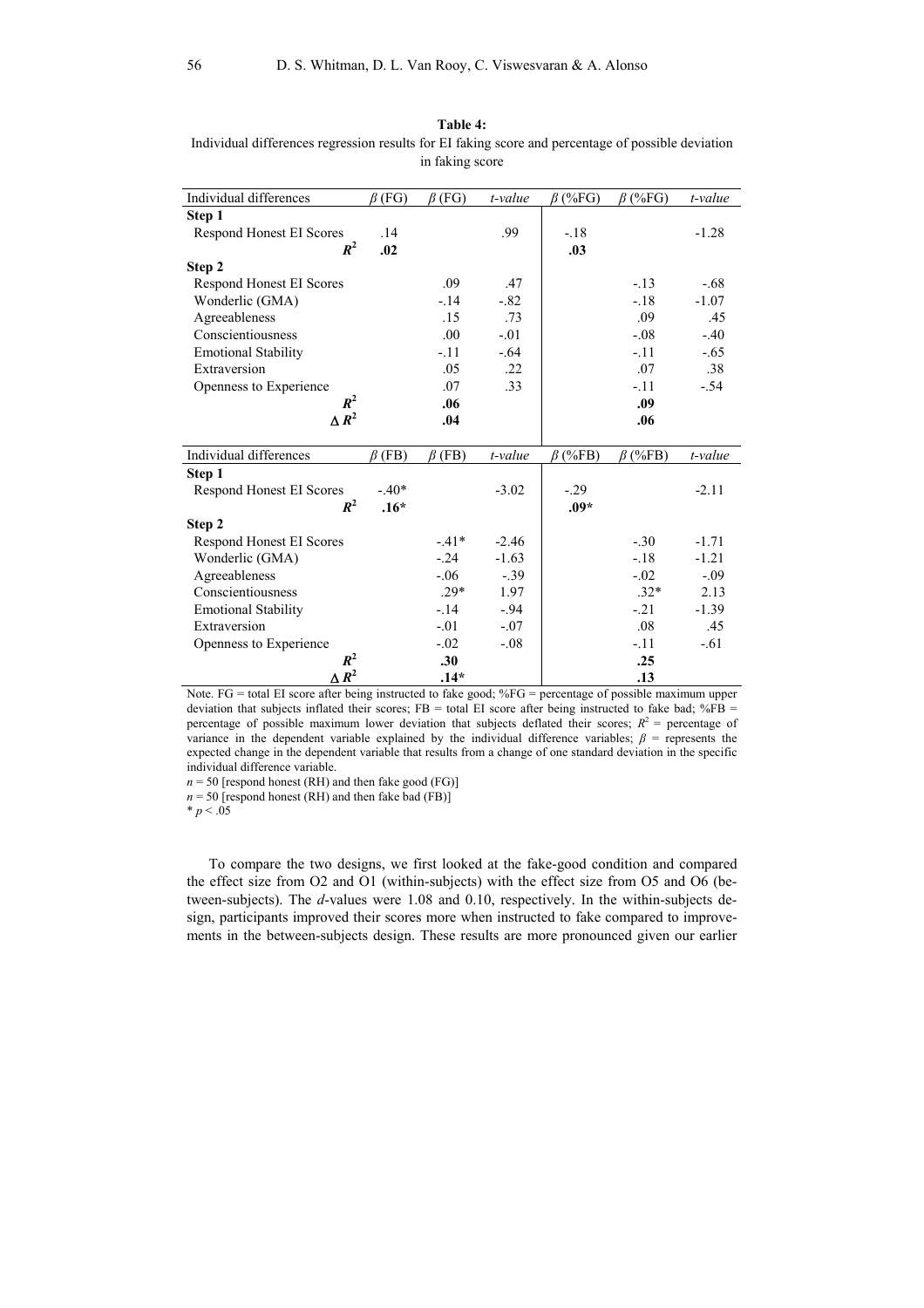**Table 4:**
Individual differences regression results for EI faking score and percentage of possible deviation in faking score

| Individual differences | $\beta$ (FG) | $\beta$ (FG) | *t-value* | $\beta$ (%FG) | $\beta$ (%FG) | *t-value* |
|---|---|---|---|---|---|---|
| **Step 1** | | | | | | |
| Respond Honest EI Scores | .14 | | .99 | -.18 | | -1.28 |
| $R^2$ | **.02** | | | **.03** | | |
| **Step 2** | | | | | | |
| Respond Honest EI Scores | | .09 | .47 | | -.13 | -.68 |
| Wonderlic (GMA) | | -.14 | -.82 | | -.18 | -1.07 |
| Agreeableness | | .15 | .73 | | .09 | .45 |
| Conscientiousness | | .00 | -.01 | | -.08 | -.40 |
| Emotional Stability | | -.11 | -.64 | | -.11 | -.65 |
| Extraversion | | .05 | .22 | | .07 | .38 |
| Openness to Experience | | .07 | .33 | | -.11 | -.54 |
| $R^2$ | | **.06** | | | **.09** | |
| $\Delta R^2$ | | **.04** | | | **.06** | |

| Individual differences | $\beta$ (FB) | $\beta$ (FB) | *t-value* | $\beta$ (%FB) | $\beta$ (%FB) | *t-value* |
|---|---|---|---|---|---|---|
| **Step 1** | | | | | | |
| Respond Honest EI Scores | -.40* | | -3.02 | -.29 | | -2.11 |
| $R^2$ | **.16*** | | | **.09*** | | |
| **Step 2** | | | | | | |
| Respond Honest EI Scores | | -.41* | -2.46 | | -.30 | -1.71 |
| Wonderlic (GMA) | | -.24 | -1.63 | | -.18 | -1.21 |
| Agreeableness | | -.06 | -.39 | | -.02 | -.09 |
| Conscientiousness | | .29* | 1.97 | | .32* | 2.13 |
| Emotional Stability | | -.14 | -.94 | | -.21 | -1.39 |
| Extraversion | | -.01 | -.07 | | .08 | .45 |
| Openness to Experience | | -.02 | -.08 | | -.11 | -.61 |
| $R^2$ | | **.30** | | | **.25** | |
| $\Delta R^2$ | | **.14*** | | | **.13** | |

Note. FG = total EI score after being instructed to fake good; %FG = percentage of possible maximum upper deviation that subjects inflated their scores; FB = total EI score after being instructed to fake bad; %FB = percentage of possible maximum lower deviation that subjects deflated their scores; $R^2$ = percentage of variance in the dependent variable explained by the individual difference variables; $\beta$ = represents the expected change in the dependent variable that results from a change of one standard deviation in the specific individual difference variable.

$n = 50$ [respond honest (RH) and then fake good (FG)]

$n = 50$ [respond honest (RH) and then fake bad (FB)]

* $p < .05$

To compare the two designs, we first looked at the fake-good condition and compared the effect size from O2 and O1 (within-subjects) with the effect size from O5 and O6 (between-subjects). The *d*-values were 1.08 and 0.10, respectively. In the within-subjects design, participants improved their scores more when instructed to fake compared to improvements in the between-subjects design. These results are more pronounced given our earlier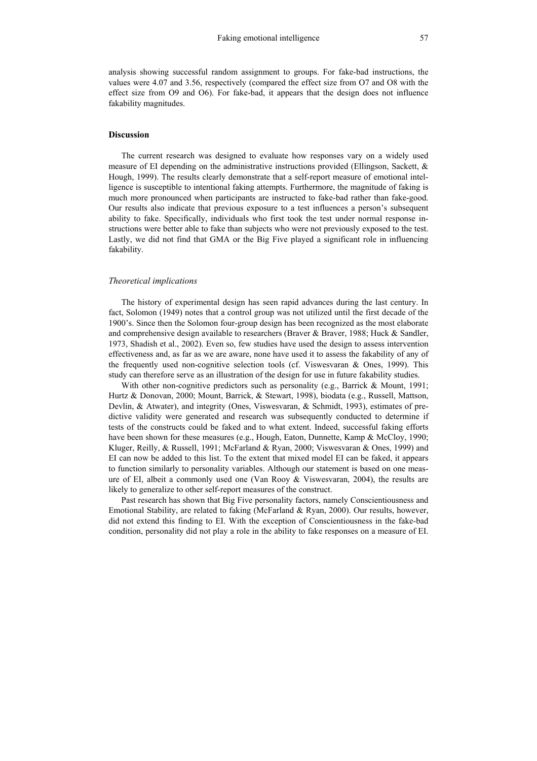analysis showing successful random assignment to groups. For fake-bad instructions, the values were 4.07 and 3.56, respectively (compared the effect size from O7 and O8 with the effect size from O9 and O6). For fake-bad, it appears that the design does not influence fakability magnitudes.

## Discussion

The current research was designed to evaluate how responses vary on a widely used measure of EI depending on the administrative instructions provided (Ellingson, Sackett, & Hough, 1999). The results clearly demonstrate that a self-report measure of emotional intelligence is susceptible to intentional faking attempts. Furthermore, the magnitude of faking is much more pronounced when participants are instructed to fake-bad rather than fake-good. Our results also indicate that previous exposure to a test influences a person's subsequent ability to fake. Specifically, individuals who first took the test under normal response instructions were better able to fake than subjects who were not previously exposed to the test. Lastly, we did not find that GMA or the Big Five played a significant role in influencing fakability.

### *Theoretical implications*

The history of experimental design has seen rapid advances during the last century. In fact, Solomon (1949) notes that a control group was not utilized until the first decade of the 1900's. Since then the Solomon four-group design has been recognized as the most elaborate and comprehensive design available to researchers (Braver & Braver, 1988; Huck & Sandler, 1973, Shadish et al., 2002). Even so, few studies have used the design to assess intervention effectiveness and, as far as we are aware, none have used it to assess the fakability of any of the frequently used non-cognitive selection tools (cf. Viswesvaran & Ones, 1999). This study can therefore serve as an illustration of the design for use in future fakability studies.

With other non-cognitive predictors such as personality (e.g., Barrick & Mount, 1991; Hurtz & Donovan, 2000; Mount, Barrick, & Stewart, 1998), biodata (e.g., Russell, Mattson, Devlin, & Atwater), and integrity (Ones, Viswesvaran, & Schmidt, 1993), estimates of predictive validity were generated and research was subsequently conducted to determine if tests of the constructs could be faked and to what extent. Indeed, successful faking efforts have been shown for these measures (e.g., Hough, Eaton, Dunnette, Kamp & McCloy, 1990; Kluger, Reilly, & Russell, 1991; McFarland & Ryan, 2000; Viswesvaran & Ones, 1999) and EI can now be added to this list. To the extent that mixed model EI can be faked, it appears to function similarly to personality variables. Although our statement is based on one measure of EI, albeit a commonly used one (Van Rooy & Viswesvaran, 2004), the results are likely to generalize to other self-report measures of the construct.

Past research has shown that Big Five personality factors, namely Conscientiousness and Emotional Stability, are related to faking (McFarland & Ryan, 2000). Our results, however, did not extend this finding to EI. With the exception of Conscientiousness in the fake-bad condition, personality did not play a role in the ability to fake responses on a measure of EI.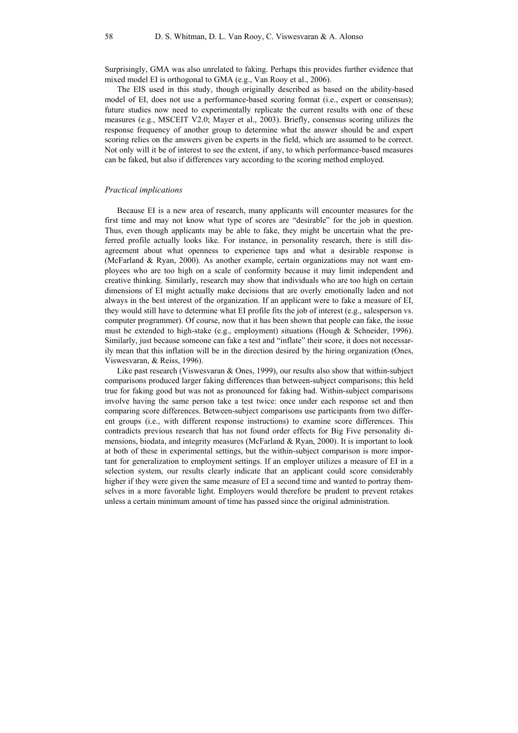Surprisingly, GMA was also unrelated to faking. Perhaps this provides further evidence that mixed model EI is orthogonal to GMA (e.g., Van Rooy et al., 2006).

The EIS used in this study, though originally described as based on the ability-based model of EI, does not use a performance-based scoring format (i.e., expert or consensus); future studies now need to experimentally replicate the current results with one of these measures (e.g., MSCEIT V2.0; Mayer et al., 2003). Briefly, consensus scoring utilizes the response frequency of another group to determine what the answer should be and expert scoring relies on the answers given be experts in the field, which are assumed to be correct. Not only will it be of interest to see the extent, if any, to which performance-based measures can be faked, but also if differences vary according to the scoring method employed.

### *Practical implications*

Because EI is a new area of research, many applicants will encounter measures for the first time and may not know what type of scores are "desirable" for the job in question. Thus, even though applicants may be able to fake, they might be uncertain what the preferred profile actually looks like. For instance, in personality research, there is still disagreement about what openness to experience taps and what a desirable response is (McFarland & Ryan, 2000). As another example, certain organizations may not want employees who are too high on a scale of conformity because it may limit independent and creative thinking. Similarly, research may show that individuals who are too high on certain dimensions of EI might actually make decisions that are overly emotionally laden and not always in the best interest of the organization. If an applicant were to fake a measure of EI, they would still have to determine what EI profile fits the job of interest (e.g., salesperson vs. computer programmer). Of course, now that it has been shown that people can fake, the issue must be extended to high-stake (e.g., employment) situations (Hough & Schneider, 1996). Similarly, just because someone can fake a test and "inflate" their score, it does not necessarily mean that this inflation will be in the direction desired by the hiring organization (Ones, Viswesvaran, & Reiss, 1996).

Like past research (Viswesvaran & Ones, 1999), our results also show that within-subject comparisons produced larger faking differences than between-subject comparisons; this held true for faking good but was not as pronounced for faking bad. Within-subject comparisons involve having the same person take a test twice: once under each response set and then comparing score differences. Between-subject comparisons use participants from two different groups (i.e., with different response instructions) to examine score differences. This contradicts previous research that has not found order effects for Big Five personality dimensions, biodata, and integrity measures (McFarland & Ryan, 2000). It is important to look at both of these in experimental settings, but the within-subject comparison is more important for generalization to employment settings. If an employer utilizes a measure of EI in a selection system, our results clearly indicate that an applicant could score considerably higher if they were given the same measure of EI a second time and wanted to portray themselves in a more favorable light. Employers would therefore be prudent to prevent retakes unless a certain minimum amount of time has passed since the original administration.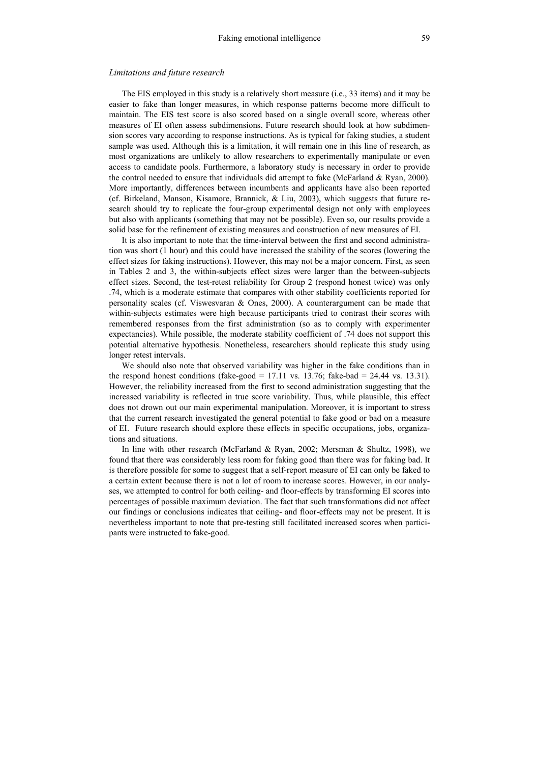*Limitations and future research*

The EIS employed in this study is a relatively short measure (i.e., 33 items) and it may be easier to fake than longer measures, in which response patterns become more difficult to maintain. The EIS test score is also scored based on a single overall score, whereas other measures of EI often assess subdimensions. Future research should look at how subdimension scores vary according to response instructions. As is typical for faking studies, a student sample was used. Although this is a limitation, it will remain one in this line of research, as most organizations are unlikely to allow researchers to experimentally manipulate or even access to candidate pools. Furthermore, a laboratory study is necessary in order to provide the control needed to ensure that individuals did attempt to fake (McFarland & Ryan, 2000). More importantly, differences between incumbents and applicants have also been reported (cf. Birkeland, Manson, Kisamore, Brannick, & Liu, 2003), which suggests that future research should try to replicate the four-group experimental design not only with employees but also with applicants (something that may not be possible). Even so, our results provide a solid base for the refinement of existing measures and construction of new measures of EI.

It is also important to note that the time-interval between the first and second administration was short (1 hour) and this could have increased the stability of the scores (lowering the effect sizes for faking instructions). However, this may not be a major concern. First, as seen in Tables 2 and 3, the within-subjects effect sizes were larger than the between-subjects effect sizes. Second, the test-retest reliability for Group 2 (respond honest twice) was only .74, which is a moderate estimate that compares with other stability coefficients reported for personality scales (cf. Viswesvaran & Ones, 2000). A counterargument can be made that within-subjects estimates were high because participants tried to contrast their scores with remembered responses from the first administration (so as to comply with experimenter expectancies). While possible, the moderate stability coefficient of .74 does not support this potential alternative hypothesis. Nonetheless, researchers should replicate this study using longer retest intervals.

We should also note that observed variability was higher in the fake conditions than in the respond honest conditions (fake-good = 17.11 vs. 13.76; fake-bad = 24.44 vs. 13.31). However, the reliability increased from the first to second administration suggesting that the increased variability is reflected in true score variability. Thus, while plausible, this effect does not drown out our main experimental manipulation. Moreover, it is important to stress that the current research investigated the general potential to fake good or bad on a measure of EI. Future research should explore these effects in specific occupations, jobs, organizations and situations.

In line with other research (McFarland & Ryan, 2002; Mersman & Shultz, 1998), we found that there was considerably less room for faking good than there was for faking bad. It is therefore possible for some to suggest that a self-report measure of EI can only be faked to a certain extent because there is not a lot of room to increase scores. However, in our analyses, we attempted to control for both ceiling- and floor-effects by transforming EI scores into percentages of possible maximum deviation. The fact that such transformations did not affect our findings or conclusions indicates that ceiling- and floor-effects may not be present. It is nevertheless important to note that pre-testing still facilitated increased scores when participants were instructed to fake-good.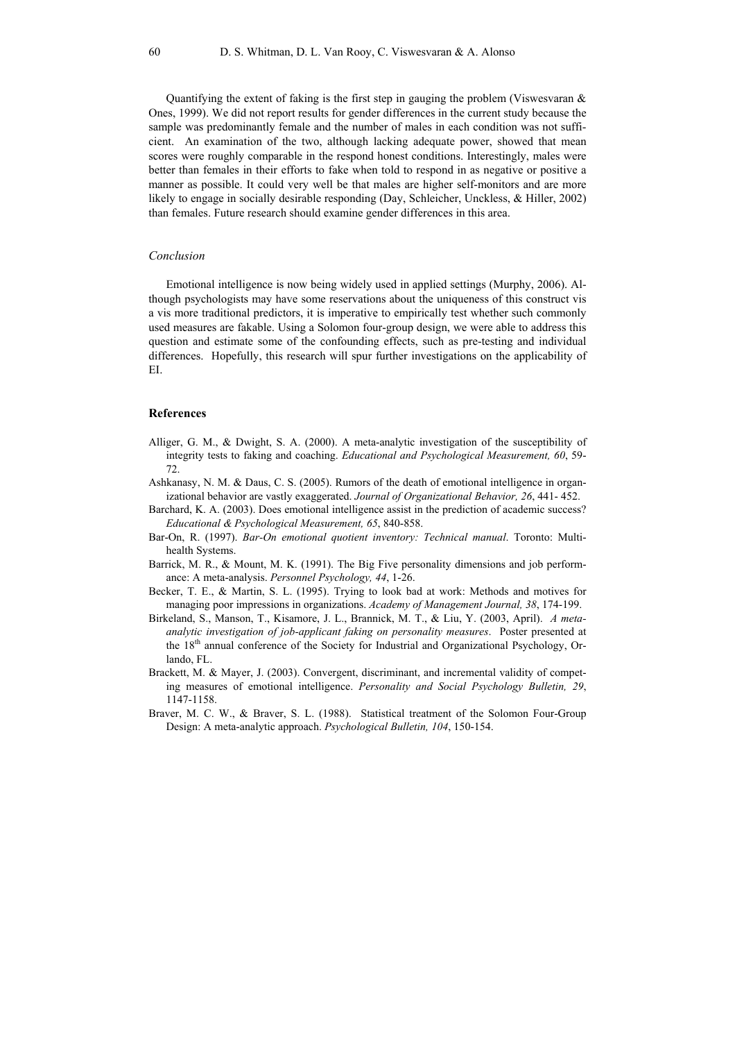Quantifying the extent of faking is the first step in gauging the problem (Viswesvaran & Ones, 1999). We did not report results for gender differences in the current study because the sample was predominantly female and the number of males in each condition was not sufficient. An examination of the two, although lacking adequate power, showed that mean scores were roughly comparable in the respond honest conditions. Interestingly, males were better than females in their efforts to fake when told to respond in as negative or positive a manner as possible. It could very well be that males are higher self-monitors and are more likely to engage in socially desirable responding (Day, Schleicher, Unckless, & Hiller, 2002) than females. Future research should examine gender differences in this area.

### *Conclusion*

Emotional intelligence is now being widely used in applied settings (Murphy, 2006). Although psychologists may have some reservations about the uniqueness of this construct vis a vis more traditional predictors, it is imperative to empirically test whether such commonly used measures are fakable. Using a Solomon four-group design, we were able to address this question and estimate some of the confounding effects, such as pre-testing and individual differences. Hopefully, this research will spur further investigations on the applicability of EI.

## References

Alliger, G. M., & Dwight, S. A. (2000). A meta-analytic investigation of the susceptibility of integrity tests to faking and coaching. *Educational and Psychological Measurement, 60*, 59-72.

Ashkanasy, N. M. & Daus, C. S. (2005). Rumors of the death of emotional intelligence in organizational behavior are vastly exaggerated. *Journal of Organizational Behavior, 26*, 441- 452.

Barchard, K. A. (2003). Does emotional intelligence assist in the prediction of academic success? *Educational & Psychological Measurement, 65*, 840-858.

Bar-On, R. (1997). *Bar-On emotional quotient inventory: Technical manual*. Toronto: Multihealth Systems.

Barrick, M. R., & Mount, M. K. (1991). The Big Five personality dimensions and job performance: A meta-analysis. *Personnel Psychology, 44*, 1-26.

Becker, T. E., & Martin, S. L. (1995). Trying to look bad at work: Methods and motives for managing poor impressions in organizations. *Academy of Management Journal, 38*, 174-199.

Birkeland, S., Manson, T., Kisamore, J. L., Brannick, M. T., & Liu, Y. (2003, April). *A meta-analytic investigation of job-applicant faking on personality measures*. Poster presented at the 18th annual conference of the Society for Industrial and Organizational Psychology, Orlando, FL.

Brackett, M. & Mayer, J. (2003). Convergent, discriminant, and incremental validity of competing measures of emotional intelligence. *Personality and Social Psychology Bulletin, 29*, 1147-1158.

Braver, M. C. W., & Braver, S. L. (1988). Statistical treatment of the Solomon Four-Group Design: A meta-analytic approach. *Psychological Bulletin, 104*, 150-154.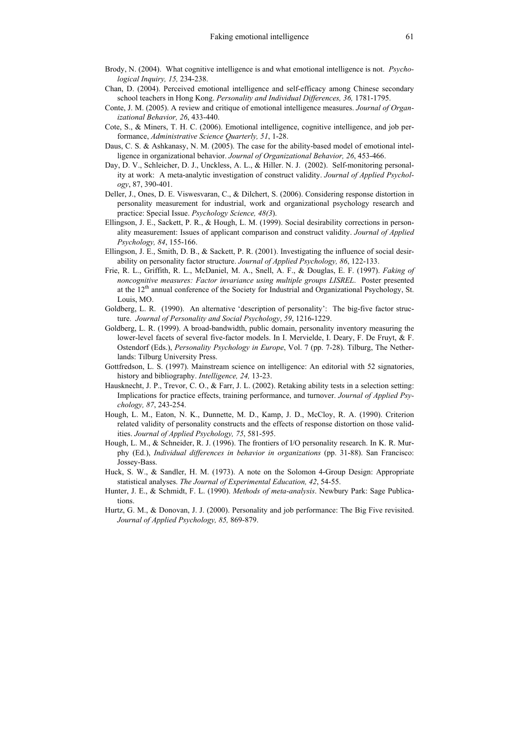Brody, N. (2004). What cognitive intelligence is and what emotional intelligence is not. *Psychological Inquiry, 15,* 234-238.

Chan, D. (2004). Perceived emotional intelligence and self-efficacy among Chinese secondary school teachers in Hong Kong. *Personality and Individual Differences, 36,* 1781-1795.

Conte, J. M. (2005). A review and critique of emotional intelligence measures. *Journal of Organizational Behavior, 26*, 433-440.

Cote, S., & Miners, T. H. C. (2006). Emotional intelligence, cognitive intelligence, and job performance, *Administrative Science Quarterly, 51*, 1-28.

Daus, C. S. & Ashkanasy, N. M. (2005). The case for the ability-based model of emotional intelligence in organizational behavior. *Journal of Organizational Behavior, 26*, 453-466.

Day, D. V., Schleicher, D. J., Unckless, A. L., & Hiller. N. J. (2002). Self-monitoring personality at work: A meta-analytic investigation of construct validity. *Journal of Applied Psychology*, 87, 390-401.

Deller, J., Ones, D. E. Viswesvaran, C., & Dilchert, S. (2006). Considering response distortion in personality measurement for industrial, work and organizational psychology research and practice: Special Issue. *Psychology Science, 48(3*).

Ellingson, J. E., Sackett, P. R., & Hough, L. M. (1999). Social desirability corrections in personality measurement: Issues of applicant comparison and construct validity. *Journal of Applied Psychology, 84*, 155-166.

Ellingson, J. E., Smith, D. B., & Sackett, P. R. (2001). Investigating the influence of social desirability on personality factor structure. *Journal of Applied Psychology, 86*, 122-133.

Frie, R. L., Griffith, R. L., McDaniel, M. A., Snell, A. F., & Douglas, E. F. (1997). *Faking of noncognitive measures: Factor invariance using multiple groups LISREL*. Poster presented at the 12th annual conference of the Society for Industrial and Organizational Psychology, St. Louis, MO.

Goldberg, L. R. (1990). An alternative 'description of personality': The big-five factor structure. *Journal of Personality and Social Psychology*, *59*, 1216-1229.

Goldberg, L. R. (1999). A broad-bandwidth, public domain, personality inventory measuring the lower-level facets of several five-factor models. In I. Mervielde, I. Deary, F. De Fruyt, & F. Ostendorf (Eds.), *Personality Psychology in Europe*, Vol. 7 (pp. 7-28). Tilburg, The Netherlands: Tilburg University Press.

Gottfredson, L. S. (1997). Mainstream science on intelligence: An editorial with 52 signatories, history and bibliography. *Intelligence, 24,* 13-23.

Hausknecht, J. P., Trevor, C. O., & Farr, J. L. (2002). Retaking ability tests in a selection setting: Implications for practice effects, training performance, and turnover. *Journal of Applied Psychology, 87*, 243-254.

Hough, L. M., Eaton, N. K., Dunnette, M. D., Kamp, J. D., McCloy, R. A. (1990). Criterion related validity of personality constructs and the effects of response distortion on those validities. *Journal of Applied Psychology, 75*, 581-595.

Hough, L. M., & Schneider, R. J. (1996). The frontiers of I/O personality research. In K. R. Murphy (Ed.), *Individual differences in behavior in organizations* (pp. 31-88). San Francisco: Jossey-Bass.

Huck, S. W., & Sandler, H. M. (1973). A note on the Solomon 4-Group Design: Appropriate statistical analyses. *The Journal of Experimental Education, 42*, 54-55.

Hunter, J. E., & Schmidt, F. L. (1990). *Methods of meta-analysis*. Newbury Park: Sage Publications.

Hurtz, G. M., & Donovan, J. J. (2000). Personality and job performance: The Big Five revisited. *Journal of Applied Psychology, 85,* 869-879.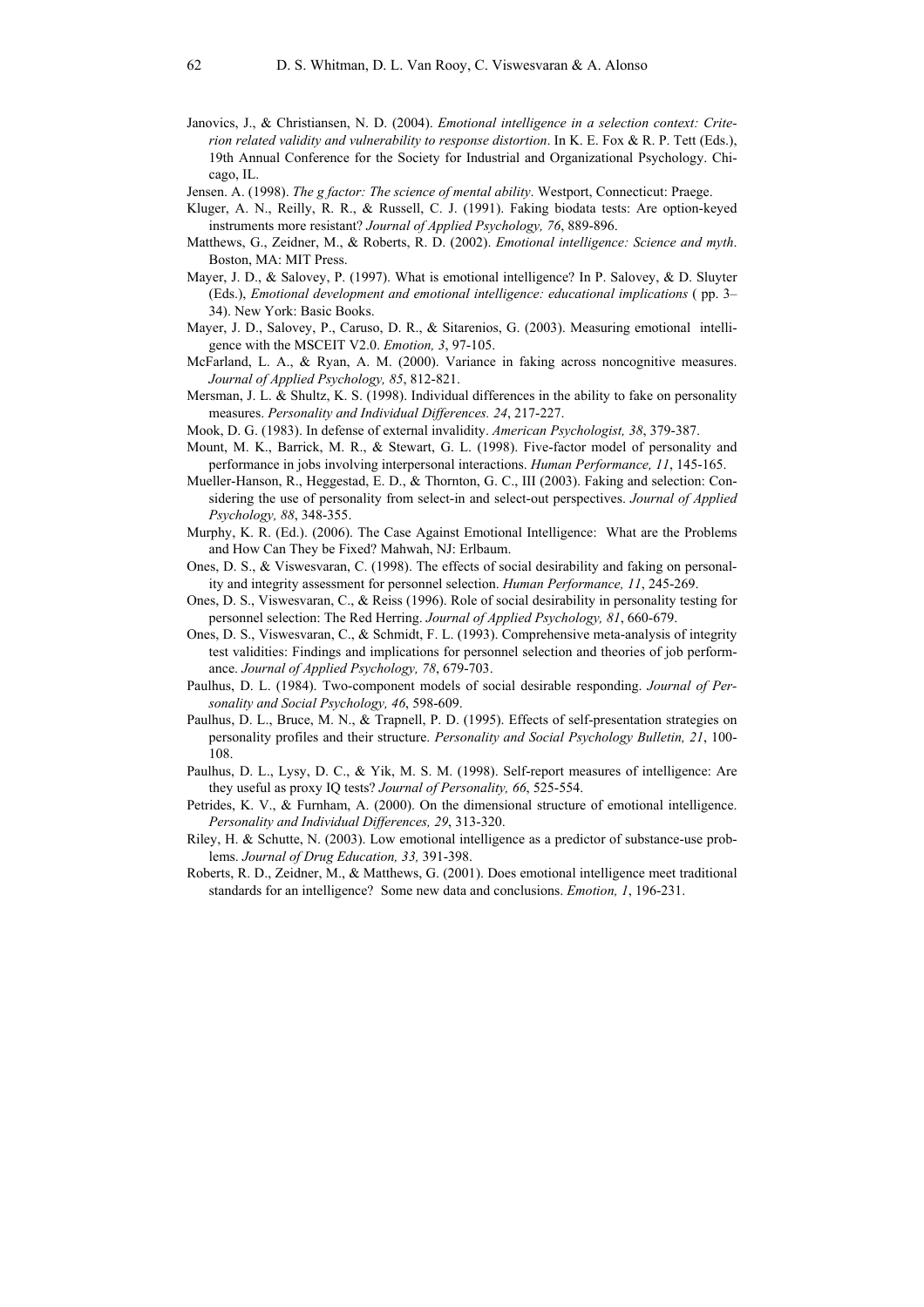Janovics, J., & Christiansen, N. D. (2004). *Emotional intelligence in a selection context: Criterion related validity and vulnerability to response distortion*. In K. E. Fox & R. P. Tett (Eds.), 19th Annual Conference for the Society for Industrial and Organizational Psychology. Chicago, IL.

Jensen. A. (1998). *The g factor: The science of mental ability*. Westport, Connecticut: Praege.

Kluger, A. N., Reilly, R. R., & Russell, C. J. (1991). Faking biodata tests: Are option-keyed instruments more resistant? *Journal of Applied Psychology, 76*, 889-896.

Matthews, G., Zeidner, M., & Roberts, R. D. (2002). *Emotional intelligence: Science and myth*. Boston, MA: MIT Press.

Mayer, J. D., & Salovey, P. (1997). What is emotional intelligence? In P. Salovey, & D. Sluyter (Eds.), *Emotional development and emotional intelligence: educational implications* ( pp. 3–34). New York: Basic Books.

Mayer, J. D., Salovey, P., Caruso, D. R., & Sitarenios, G. (2003). Measuring emotional intelligence with the MSCEIT V2.0. *Emotion, 3*, 97-105.

McFarland, L. A., & Ryan, A. M. (2000). Variance in faking across noncognitive measures. *Journal of Applied Psychology, 85*, 812-821.

Mersman, J. L. & Shultz, K. S. (1998). Individual differences in the ability to fake on personality measures. *Personality and Individual Differences. 24*, 217-227.

Mook, D. G. (1983). In defense of external invalidity. *American Psychologist, 38*, 379-387.

Mount, M. K., Barrick, M. R., & Stewart, G. L. (1998). Five-factor model of personality and performance in jobs involving interpersonal interactions. *Human Performance, 11*, 145-165.

Mueller-Hanson, R., Heggestad, E. D., & Thornton, G. C., III (2003). Faking and selection: Considering the use of personality from select-in and select-out perspectives. *Journal of Applied Psychology, 88*, 348-355.

Murphy, K. R. (Ed.). (2006). The Case Against Emotional Intelligence: What are the Problems and How Can They be Fixed? Mahwah, NJ: Erlbaum.

Ones, D. S., & Viswesvaran, C. (1998). The effects of social desirability and faking on personality and integrity assessment for personnel selection. *Human Performance, 11*, 245-269.

Ones, D. S., Viswesvaran, C., & Reiss (1996). Role of social desirability in personality testing for personnel selection: The Red Herring. *Journal of Applied Psychology, 81*, 660-679.

Ones, D. S., Viswesvaran, C., & Schmidt, F. L. (1993). Comprehensive meta-analysis of integrity test validities: Findings and implications for personnel selection and theories of job performance. *Journal of Applied Psychology, 78*, 679-703.

Paulhus, D. L. (1984). Two-component models of social desirable responding. *Journal of Personality and Social Psychology, 46*, 598-609.

Paulhus, D. L., Bruce, M. N., & Trapnell, P. D. (1995). Effects of self-presentation strategies on personality profiles and their structure. *Personality and Social Psychology Bulletin, 21*, 100-108.

Paulhus, D. L., Lysy, D. C., & Yik, M. S. M. (1998). Self-report measures of intelligence: Are they useful as proxy IQ tests? *Journal of Personality, 66*, 525-554.

Petrides, K. V., & Furnham, A. (2000). On the dimensional structure of emotional intelligence. *Personality and Individual Differences, 29*, 313-320.

Riley, H. & Schutte, N. (2003). Low emotional intelligence as a predictor of substance-use problems. *Journal of Drug Education, 33,* 391-398.

Roberts, R. D., Zeidner, M., & Matthews, G. (2001). Does emotional intelligence meet traditional standards for an intelligence? Some new data and conclusions. *Emotion, 1*, 196-231.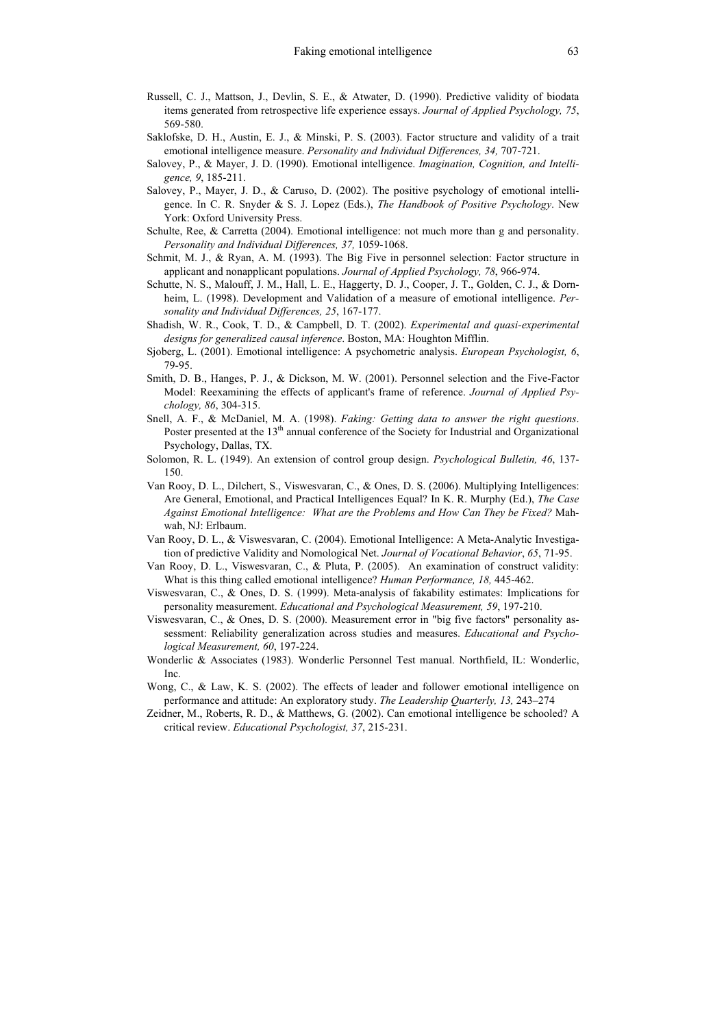Russell, C. J., Mattson, J., Devlin, S. E., & Atwater, D. (1990). Predictive validity of biodata items generated from retrospective life experience essays. *Journal of Applied Psychology, 75*, 569-580.

Saklofske, D. H., Austin, E. J., & Minski, P. S. (2003). Factor structure and validity of a trait emotional intelligence measure. *Personality and Individual Differences, 34,* 707-721.

Salovey, P., & Mayer, J. D. (1990). Emotional intelligence. *Imagination, Cognition, and Intelligence, 9*, 185-211.

Salovey, P., Mayer, J. D., & Caruso, D. (2002). The positive psychology of emotional intelligence. In C. R. Snyder & S. J. Lopez (Eds.), *The Handbook of Positive Psychology*. New York: Oxford University Press.

Schulte, Ree, & Carretta (2004). Emotional intelligence: not much more than g and personality. *Personality and Individual Differences, 37,* 1059-1068.

Schmit, M. J., & Ryan, A. M. (1993). The Big Five in personnel selection: Factor structure in applicant and nonapplicant populations. *Journal of Applied Psychology, 78*, 966-974.

Schutte, N. S., Malouff, J. M., Hall, L. E., Haggerty, D. J., Cooper, J. T., Golden, C. J., & Dornheim, L. (1998). Development and Validation of a measure of emotional intelligence. *Personality and Individual Differences, 25*, 167-177.

Shadish, W. R., Cook, T. D., & Campbell, D. T. (2002). *Experimental and quasi-experimental designs for generalized causal inference*. Boston, MA: Houghton Mifflin.

Sjoberg, L. (2001). Emotional intelligence: A psychometric analysis. *European Psychologist, 6*, 79-95.

Smith, D. B., Hanges, P. J., & Dickson, M. W. (2001). Personnel selection and the Five-Factor Model: Reexamining the effects of applicant's frame of reference. *Journal of Applied Psychology, 86*, 304-315.

Snell, A. F., & McDaniel, M. A. (1998). *Faking: Getting data to answer the right questions*. Poster presented at the 13th annual conference of the Society for Industrial and Organizational Psychology, Dallas, TX.

Solomon, R. L. (1949). An extension of control group design. *Psychological Bulletin, 46*, 137-150.

Van Rooy, D. L., Dilchert, S., Viswesvaran, C., & Ones, D. S. (2006). Multiplying Intelligences: Are General, Emotional, and Practical Intelligences Equal? In K. R. Murphy (Ed.), *The Case Against Emotional Intelligence: What are the Problems and How Can They be Fixed?* Mahwah, NJ: Erlbaum.

Van Rooy, D. L., & Viswesvaran, C. (2004). Emotional Intelligence: A Meta-Analytic Investigation of predictive Validity and Nomological Net. *Journal of Vocational Behavior*, *65*, 71-95.

Van Rooy, D. L., Viswesvaran, C., & Pluta, P. (2005). An examination of construct validity: What is this thing called emotional intelligence? *Human Performance, 18,* 445-462.

Viswesvaran, C., & Ones, D. S. (1999). Meta-analysis of fakability estimates: Implications for personality measurement. *Educational and Psychological Measurement, 59*, 197-210.

Viswesvaran, C., & Ones, D. S. (2000). Measurement error in "big five factors" personality assessment: Reliability generalization across studies and measures. *Educational and Psychological Measurement, 60*, 197-224.

Wonderlic & Associates (1983). Wonderlic Personnel Test manual. Northfield, IL: Wonderlic, Inc.

Wong, C., & Law, K. S. (2002). The effects of leader and follower emotional intelligence on performance and attitude: An exploratory study. *The Leadership Quarterly, 13,* 243–274

Zeidner, M., Roberts, R. D., & Matthews, G. (2002). Can emotional intelligence be schooled? A critical review. *Educational Psychologist, 37*, 215-231.